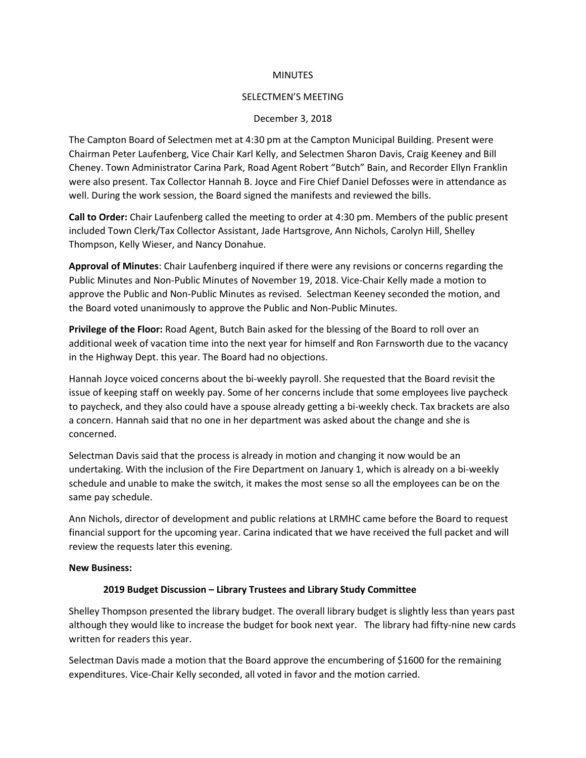MINUTES

SELECTMEN'S MEETING

December 3, 2018

The Campton Board of Selectmen met at 4:30 pm at the Campton Municipal Building. Present were Chairman Peter Laufenberg, Vice Chair Karl Kelly, and Selectmen Sharon Davis, Craig Keeney and Bill Cheney. Town Administrator Carina Park, Road Agent Robert "Butch" Bain, and Recorder Ellyn Franklin were also present. Tax Collector Hannah B. Joyce and Fire Chief Daniel Defosses were in attendance as well. During the work session, the Board signed the manifests and reviewed the bills.

**Call to Order:** Chair Laufenberg called the meeting to order at 4:30 pm. Members of the public present included Town Clerk/Tax Collector Assistant, Jade Hartsgrove, Ann Nichols, Carolyn Hill, Shelley Thompson, Kelly Wieser, and Nancy Donahue.

**Approval of Minutes**: Chair Laufenberg inquired if there were any revisions or concerns regarding the Public Minutes and Non-Public Minutes of November 19, 2018. Vice-Chair Kelly made a motion to approve the Public and Non-Public Minutes as revised. Selectman Keeney seconded the motion, and the Board voted unanimously to approve the Public and Non-Public Minutes.

**Privilege of the Floor:** Road Agent, Butch Bain asked for the blessing of the Board to roll over an additional week of vacation time into the next year for himself and Ron Farnsworth due to the vacancy in the Highway Dept. this year. The Board had no objections.

Hannah Joyce voiced concerns about the bi-weekly payroll. She requested that the Board revisit the issue of keeping staff on weekly pay. Some of her concerns include that some employees live paycheck to paycheck, and they also could have a spouse already getting a bi-weekly check. Tax brackets are also a concern. Hannah said that no one in her department was asked about the change and she is concerned.

Selectman Davis said that the process is already in motion and changing it now would be an undertaking. With the inclusion of the Fire Department on January 1, which is already on a bi-weekly schedule and unable to make the switch, it makes the most sense so all the employees can be on the same pay schedule.

Ann Nichols, director of development and public relations at LRMHC came before the Board to request financial support for the upcoming year. Carina indicated that we have received the full packet and will review the requests later this evening.

**New Business:**

**2019 Budget Discussion – Library Trustees and Library Study Committee**

Shelley Thompson presented the library budget. The overall library budget is slightly less than years past although they would like to increase the budget for book next year. The library had fifty-nine new cards written for readers this year.

Selectman Davis made a motion that the Board approve the encumbering of $1600 for the remaining expenditures. Vice-Chair Kelly seconded, all voted in favor and the motion carried.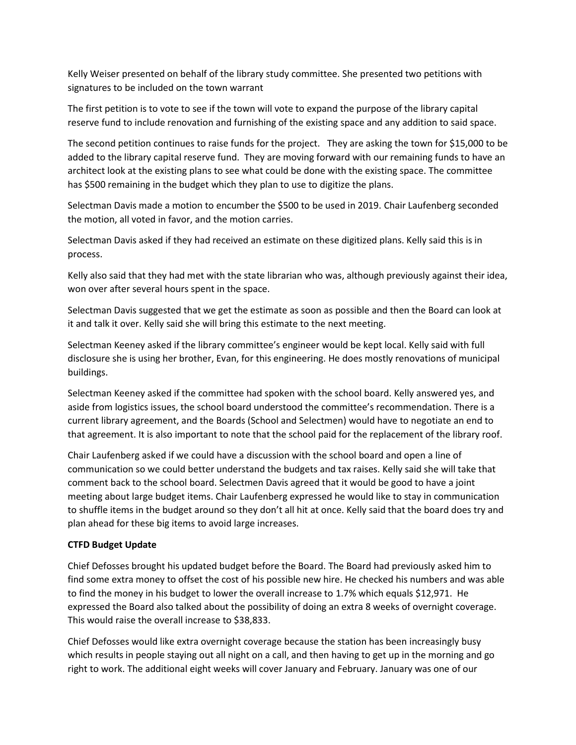Kelly Weiser presented on behalf of the library study committee. She presented two petitions with signatures to be included on the town warrant

The first petition is to vote to see if the town will vote to expand the purpose of the library capital reserve fund to include renovation and furnishing of the existing space and any addition to said space.

The second petition continues to raise funds for the project. They are asking the town for $15,000 to be added to the library capital reserve fund. They are moving forward with our remaining funds to have an architect look at the existing plans to see what could be done with the existing space. The committee has $500 remaining in the budget which they plan to use to digitize the plans.

Selectman Davis made a motion to encumber the $500 to be used in 2019. Chair Laufenberg seconded the motion, all voted in favor, and the motion carries.

Selectman Davis asked if they had received an estimate on these digitized plans. Kelly said this is in process.

Kelly also said that they had met with the state librarian who was, although previously against their idea, won over after several hours spent in the space.

Selectman Davis suggested that we get the estimate as soon as possible and then the Board can look at it and talk it over. Kelly said she will bring this estimate to the next meeting.

Selectman Keeney asked if the library committee's engineer would be kept local. Kelly said with full disclosure she is using her brother, Evan, for this engineering. He does mostly renovations of municipal buildings.

Selectman Keeney asked if the committee had spoken with the school board. Kelly answered yes, and aside from logistics issues, the school board understood the committee's recommendation. There is a current library agreement, and the Boards (School and Selectmen) would have to negotiate an end to that agreement. It is also important to note that the school paid for the replacement of the library roof.

Chair Laufenberg asked if we could have a discussion with the school board and open a line of communication so we could better understand the budgets and tax raises. Kelly said she will take that comment back to the school board. Selectmen Davis agreed that it would be good to have a joint meeting about large budget items. Chair Laufenberg expressed he would like to stay in communication to shuffle items in the budget around so they don't all hit at once. Kelly said that the board does try and plan ahead for these big items to avoid large increases.

**CTFD Budget Update**

Chief Defosses brought his updated budget before the Board. The Board had previously asked him to find some extra money to offset the cost of his possible new hire. He checked his numbers and was able to find the money in his budget to lower the overall increase to 1.7% which equals $12,971. He expressed the Board also talked about the possibility of doing an extra 8 weeks of overnight coverage. This would raise the overall increase to $38,833.

Chief Defosses would like extra overnight coverage because the station has been increasingly busy which results in people staying out all night on a call, and then having to get up in the morning and go right to work. The additional eight weeks will cover January and February. January was one of our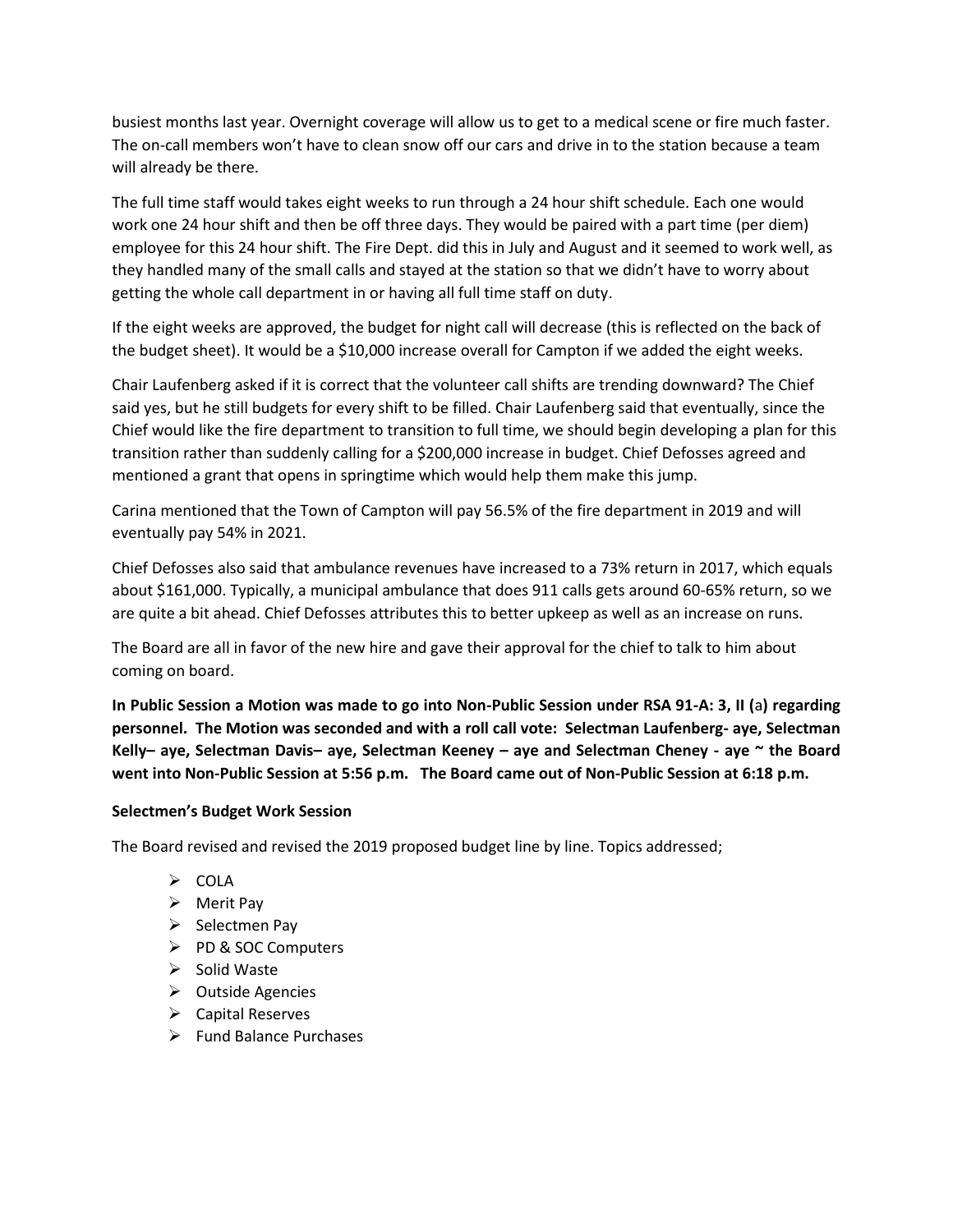busiest months last year. Overnight coverage will allow us to get to a medical scene or fire much faster. The on-call members won't have to clean snow off our cars and drive in to the station because a team will already be there.

The full time staff would takes eight weeks to run through a 24 hour shift schedule. Each one would work one 24 hour shift and then be off three days. They would be paired with a part time (per diem) employee for this 24 hour shift. The Fire Dept. did this in July and August and it seemed to work well, as they handled many of the small calls and stayed at the station so that we didn't have to worry about getting the whole call department in or having all full time staff on duty.

If the eight weeks are approved, the budget for night call will decrease (this is reflected on the back of the budget sheet). It would be a $10,000 increase overall for Campton if we added the eight weeks.

Chair Laufenberg asked if it is correct that the volunteer call shifts are trending downward? The Chief said yes, but he still budgets for every shift to be filled. Chair Laufenberg said that eventually, since the Chief would like the fire department to transition to full time, we should begin developing a plan for this transition rather than suddenly calling for a $200,000 increase in budget. Chief Defosses agreed and mentioned a grant that opens in springtime which would help them make this jump.

Carina mentioned that the Town of Campton will pay 56.5% of the fire department in 2019 and will eventually pay 54% in 2021.

Chief Defosses also said that ambulance revenues have increased to a 73% return in 2017, which equals about $161,000. Typically, a municipal ambulance that does 911 calls gets around 60-65% return, so we are quite a bit ahead. Chief Defosses attributes this to better upkeep as well as an increase on runs.

The Board are all in favor of the new hire and gave their approval for the chief to talk to him about coming on board.

**In Public Session a Motion was made to go into Non-Public Session under RSA 91-A: 3, II (a) regarding personnel. The Motion was seconded and with a roll call vote: Selectman Laufenberg- aye, Selectman Kelly– aye, Selectman Davis– aye, Selectman Keeney – aye and Selectman Cheney - aye ~ the Board went into Non-Public Session at 5:56 p.m. The Board came out of Non-Public Session at 6:18 p.m.**

**Selectmen's Budget Work Session**

The Board revised and revised the 2019 proposed budget line by line. Topics addressed;

- COLA
- Merit Pay
- Selectmen Pay
- PD & SOC Computers
- Solid Waste
- Outside Agencies
- Capital Reserves
- Fund Balance Purchases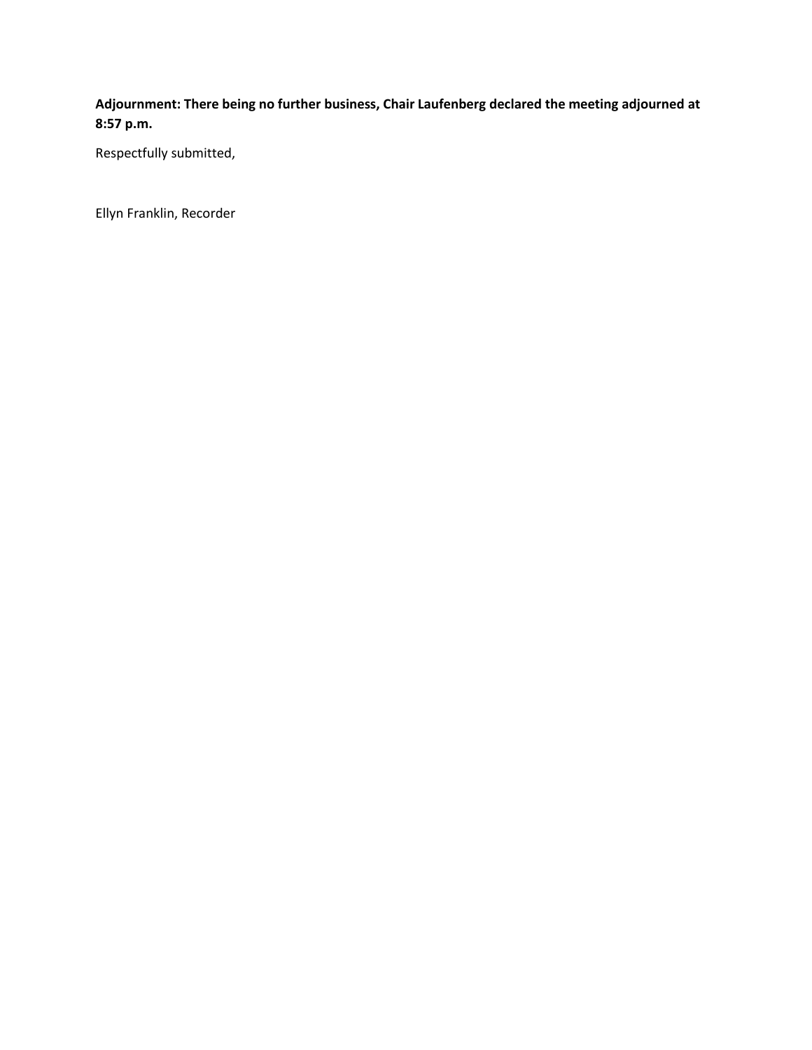**Adjournment: There being no further business, Chair Laufenberg declared the meeting adjourned at 8:57 p.m.**

Respectfully submitted,

Ellyn Franklin, Recorder